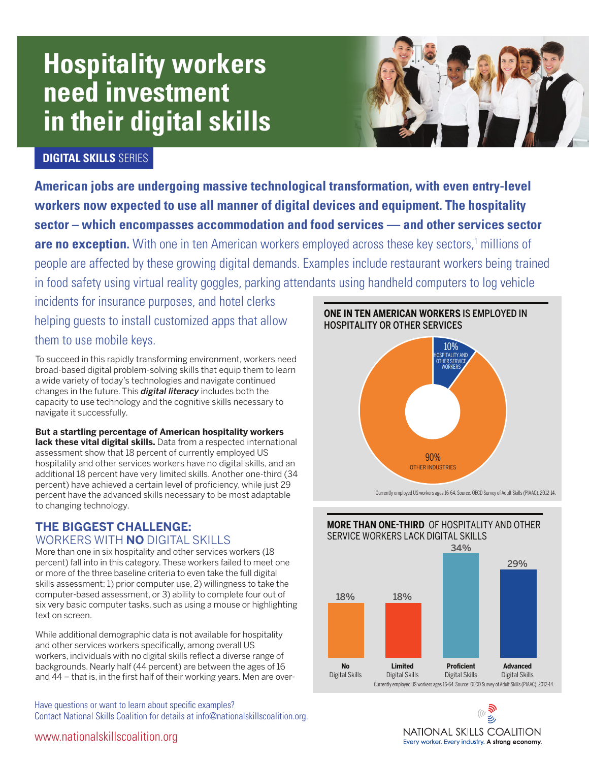# Hospitality workers need investment in their digital skills

**DIGITAL SKILLS** SERIES

**American jobs are undergoing massive technological transformation, with even entry-level workers now expected to use all manner of digital devices and equipment. The hospitality sector – which encompasses accommodation and food services — and other services sector are no exception.** With one in ten American workers employed across these key sectors,[1] millions of people are affected by these growing digital demands. Examples include restaurant workers being trained in food safety using virtual reality goggles, parking attendants using handheld computers to log vehicle incidents for insurance purposes, and hotel clerks helping guests to install customized apps that allow them to use mobile keys.

To succeed in this rapidly transforming environment, workers need broad-based digital problem-solving skills that equip them to learn a wide variety of today's technologies and navigate continued changes in the future. This ***digital literacy*** includes both the capacity to use technology and the cognitive skills necessary to navigate it successfully.

**But a startling percentage of American hospitality workers lack these vital digital skills.** Data from a respected international assessment show that 18 percent of currently employed US hospitality and other services workers have no digital skills, and an additional 18 percent have very limited skills. Another one-third (34 percent) have achieved a certain level of proficiency, while just 29 percent have the advanced skills necessary to be most adaptable to changing technology.

## THE BIGGEST CHALLENGE: WORKERS WITH **NO** DIGITAL SKILLS

More than one in six hospitality and other services workers (18 percent) fall into in this category. These workers failed to meet one or more of the three baseline criteria to even take the full digital skills assessment: 1) prior computer use, 2) willingness to take the computer-based assessment, or 3) ability to complete four out of six very basic computer tasks, such as using a mouse or highlighting text on screen.

While additional demographic data is not available for hospitality and other services workers specifically, among overall US workers, individuals with no digital skills reflect a diverse range of backgrounds. Nearly half (44 percent) are between the ages of 16 and 44 – that is, in the first half of their working years. Men are over-

**ONE IN TEN AMERICAN WORKERS** IS EMPLOYED IN HOSPITALITY OR OTHER SERVICES

| Category | Share |
|---|---|
| Hospitality and other service workers | 10% |
| Other industries | 90% |

Currently employed US workers ages 16-64. Source: OECD Survey of Adult Skills (PIAAC), 2012-14.

**MORE THAN ONE-THIRD** OF HOSPITALITY AND OTHER SERVICE WORKERS LACK DIGITAL SKILLS

| No Digital Skills | Limited Digital Skills | Proficient Digital Skills | Advanced Digital Skills |
|---|---|---|---|
| 18% | 18% | 34% | 29% |

Currently employed US workers ages 16-64. Source: OECD Survey of Adult Skills (PIAAC), 2012-14.

Have questions or want to learn about specific examples? Contact National Skills Coalition for details at info@nationalskillscoalition.org.

www.nationalskillscoalition.org

NATIONAL SKILLS COALITION
Every worker. Every industry. **A strong economy.**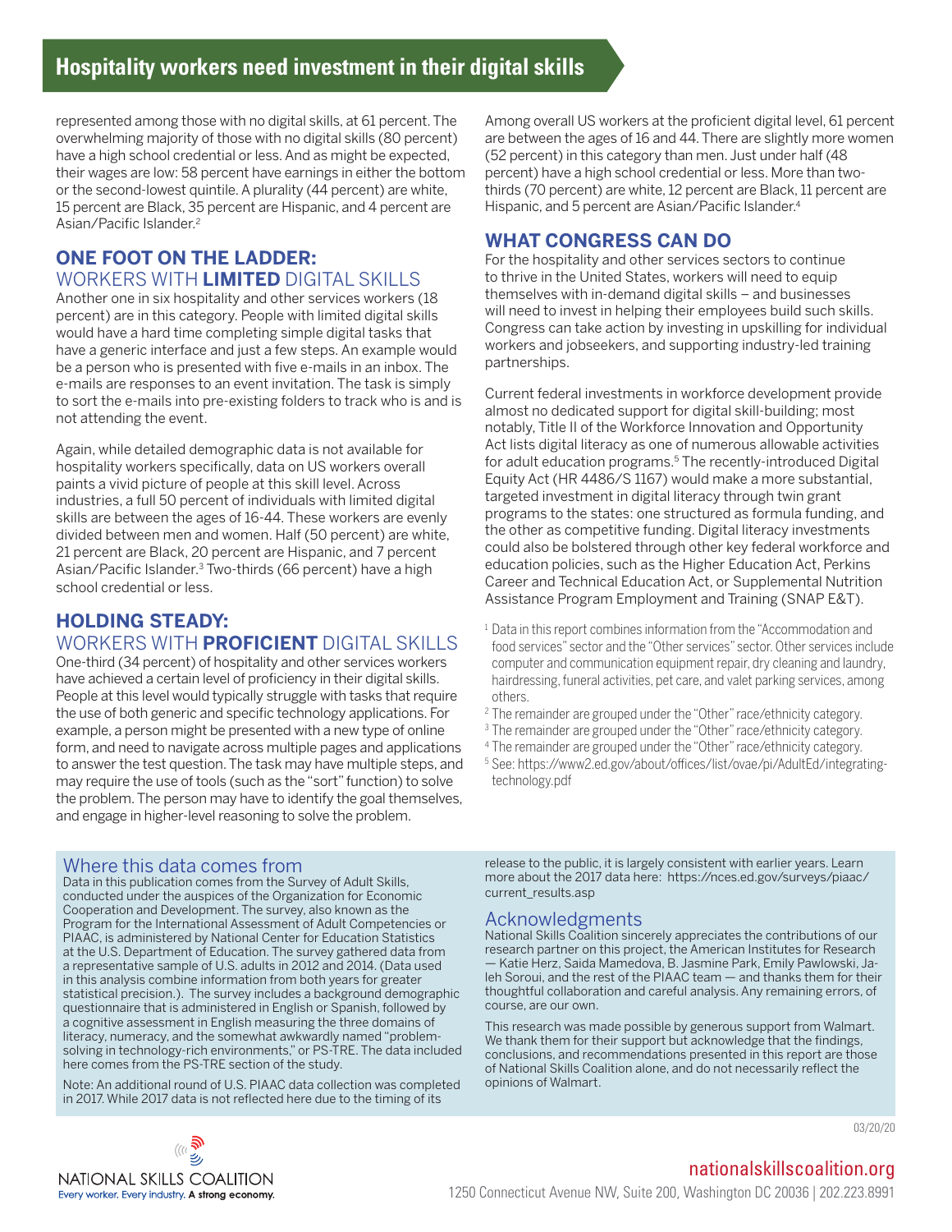## Hospitality workers need investment in their digital skills

represented among those with no digital skills, at 61 percent. The overwhelming majority of those with no digital skills (80 percent) have a high school credential or less. And as might be expected, their wages are low: 58 percent have earnings in either the bottom or the second-lowest quintile. A plurality (44 percent) are white, 15 percent are Black, 35 percent are Hispanic, and 4 percent are Asian/Pacific Islander.[2]

### ONE FOOT ON THE LADDER: WORKERS WITH **LIMITED** DIGITAL SKILLS

Another one in six hospitality and other services workers (18 percent) are in this category. People with limited digital skills would have a hard time completing simple digital tasks that have a generic interface and just a few steps. An example would be a person who is presented with five e-mails in an inbox. The e-mails are responses to an event invitation. The task is simply to sort the e-mails into pre-existing folders to track who is and is not attending the event.

Again, while detailed demographic data is not available for hospitality workers specifically, data on US workers overall paints a vivid picture of people at this skill level. Across industries, a full 50 percent of individuals with limited digital skills are between the ages of 16-44. These workers are evenly divided between men and women. Half (50 percent) are white, 21 percent are Black, 20 percent are Hispanic, and 7 percent Asian/Pacific Islander.[3] Two-thirds (66 percent) have a high school credential or less.

### HOLDING STEADY: WORKERS WITH **PROFICIENT** DIGITAL SKILLS

One-third (34 percent) of hospitality and other services workers have achieved a certain level of proficiency in their digital skills. People at this level would typically struggle with tasks that require the use of both generic and specific technology applications. For example, a person might be presented with a new type of online form, and need to navigate across multiple pages and applications to answer the test question. The task may have multiple steps, and may require the use of tools (such as the "sort" function) to solve the problem. The person may have to identify the goal themselves, and engage in higher-level reasoning to solve the problem.

Among overall US workers at the proficient digital level, 61 percent are between the ages of 16 and 44. There are slightly more women (52 percent) in this category than men. Just under half (48 percent) have a high school credential or less. More than two-thirds (70 percent) are white, 12 percent are Black, 11 percent are Hispanic, and 5 percent are Asian/Pacific Islander.[4]

### WHAT CONGRESS CAN DO

For the hospitality and other services sectors to continue to thrive in the United States, workers will need to equip themselves with in-demand digital skills – and businesses will need to invest in helping their employees build such skills. Congress can take action by investing in upskilling for individual workers and jobseekers, and supporting industry-led training partnerships.

Current federal investments in workforce development provide almost no dedicated support for digital skill-building; most notably, Title II of the Workforce Innovation and Opportunity Act lists digital literacy as one of numerous allowable activities for adult education programs.[5] The recently-introduced Digital Equity Act (HR 4486/S 1167) would make a more substantial, targeted investment in digital literacy through twin grant programs to the states: one structured as formula funding, and the other as competitive funding. Digital literacy investments could also be bolstered through other key federal workforce and education policies, such as the Higher Education Act, Perkins Career and Technical Education Act, or Supplemental Nutrition Assistance Program Employment and Training (SNAP E&T).

[1] Data in this report combines information from the "Accommodation and food services" sector and the "Other services" sector. Other services include computer and communication equipment repair, dry cleaning and laundry, hairdressing, funeral activities, pet care, and valet parking services, among others.

[2] The remainder are grouped under the "Other" race/ethnicity category.

[3] The remainder are grouped under the "Other" race/ethnicity category.

[4] The remainder are grouped under the "Other" race/ethnicity category.

[5] See: https://www2.ed.gov/about/offices/list/ovae/pi/AdultEd/integrating-technology.pdf

### Where this data comes from

Data in this publication comes from the Survey of Adult Skills, conducted under the auspices of the Organization for Economic Cooperation and Development. The survey, also known as the Program for the International Assessment of Adult Competencies or PIAAC, is administered by National Center for Education Statistics at the U.S. Department of Education. The survey gathered data from a representative sample of U.S. adults in 2012 and 2014. (Data used in this analysis combine information from both years for greater statistical precision.). The survey includes a background demographic questionnaire that is administered in English or Spanish, followed by a cognitive assessment in English measuring the three domains of literacy, numeracy, and the somewhat awkwardly named "problem-solving in technology-rich environments," or PS-TRE. The data included here comes from the PS-TRE section of the study.

Note: An additional round of U.S. PIAAC data collection was completed in 2017. While 2017 data is not reflected here due to the timing of its release to the public, it is largely consistent with earlier years. Learn more about the 2017 data here: https://nces.ed.gov/surveys/piaac/current_results.asp

### Acknowledgments

National Skills Coalition sincerely appreciates the contributions of our research partner on this project, the American Institutes for Research — Katie Herz, Saida Mamedova, B. Jasmine Park, Emily Pawlowski, Jaleh Soroui, and the rest of the PIAAC team — and thanks them for their thoughtful collaboration and careful analysis. Any remaining errors, of course, are our own.

This research was made possible by generous support from Walmart. We thank them for their support but acknowledge that the findings, conclusions, and recommendations presented in this report are those of National Skills Coalition alone, and do not necessarily reflect the opinions of Walmart.

03/20/20

NATIONAL SKILLS COALITION
Every worker. Every industry. **A strong economy.**

nationalskillscoalition.org
1250 Connecticut Avenue NW, Suite 200, Washington DC 20036 | 202.223.8991